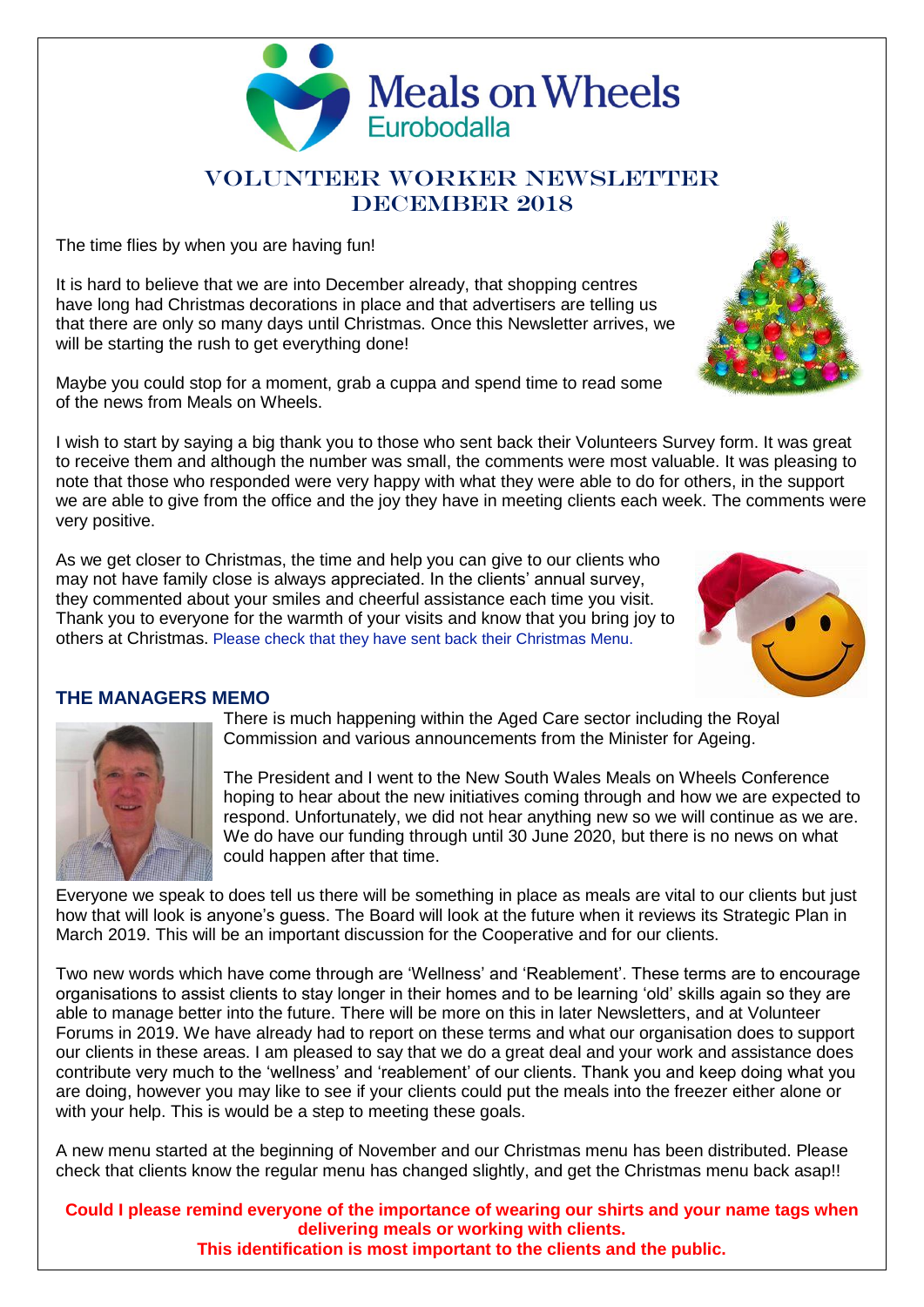# Meals on Wheels
## Eurobodalla

# VOLUNTEER WORKER NEWSLETTER
# DECEMBER 2018

The time flies by when you are having fun!

It is hard to believe that we are into December already, that shopping centres have long had Christmas decorations in place and that advertisers are telling us that there are only so many days until Christmas. Once this Newsletter arrives, we will be starting the rush to get everything done!

Maybe you could stop for a moment, grab a cuppa and spend time to read some of the news from Meals on Wheels.

I wish to start by saying a big thank you to those who sent back their Volunteers Survey form. It was great to receive them and although the number was small, the comments were most valuable. It was pleasing to note that those who responded were very happy with what they were able to do for others, in the support we are able to give from the office and the joy they have in meeting clients each week. The comments were very positive.

As we get closer to Christmas, the time and help you can give to our clients who may not have family close is always appreciated. In the clients' annual survey, they commented about your smiles and cheerful assistance each time you visit. Thank you to everyone for the warmth of your visits and know that you bring joy to others at Christmas. Please check that they have sent back their Christmas Menu.

## THE MANAGERS MEMO

There is much happening within the Aged Care sector including the Royal Commission and various announcements from the Minister for Ageing.

The President and I went to the New South Wales Meals on Wheels Conference hoping to hear about the new initiatives coming through and how we are expected to respond. Unfortunately, we did not hear anything new so we will continue as we are. We do have our funding through until 30 June 2020, but there is no news on what could happen after that time.

Everyone we speak to does tell us there will be something in place as meals are vital to our clients but just how that will look is anyone's guess. The Board will look at the future when it reviews its Strategic Plan in March 2019. This will be an important discussion for the Cooperative and for our clients.

Two new words which have come through are 'Wellness' and 'Reablement'. These terms are to encourage organisations to assist clients to stay longer in their homes and to be learning 'old' skills again so they are able to manage better into the future. There will be more on this in later Newsletters, and at Volunteer Forums in 2019. We have already had to report on these terms and what our organisation does to support our clients in these areas. I am pleased to say that we do a great deal and your work and assistance does contribute very much to the 'wellness' and 'reablement' of our clients. Thank you and keep doing what you are doing, however you may like to see if your clients could put the meals into the freezer either alone or with your help. This is would be a step to meeting these goals.

A new menu started at the beginning of November and our Christmas menu has been distributed. Please check that clients know the regular menu has changed slightly, and get the Christmas menu back asap!!

**Could I please remind everyone of the importance of wearing our shirts and your name tags when delivering meals or working with clients.**
**This identification is most important to the clients and the public.**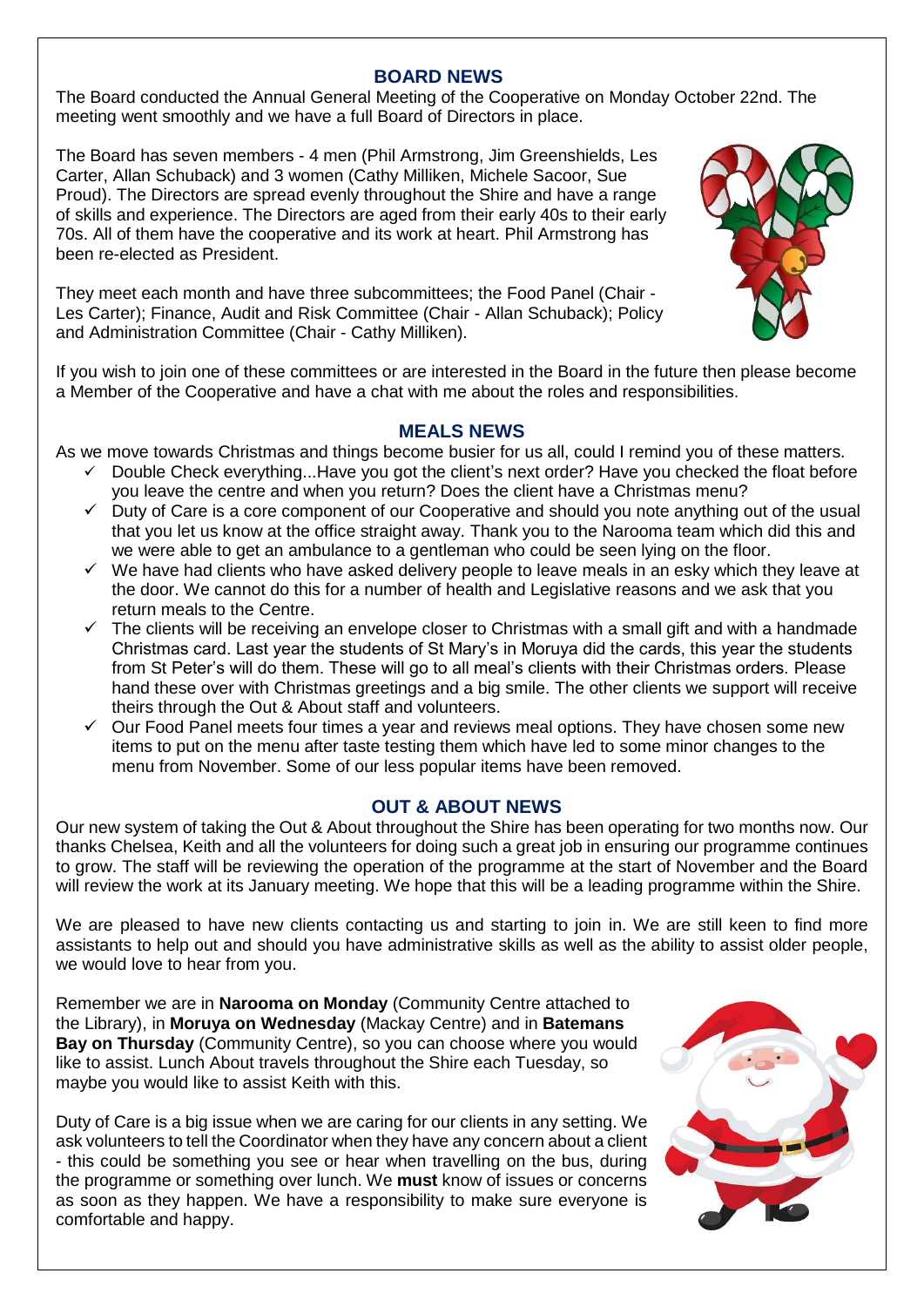## BOARD NEWS

The Board conducted the Annual General Meeting of the Cooperative on Monday October 22nd. The meeting went smoothly and we have a full Board of Directors in place.

The Board has seven members - 4 men (Phil Armstrong, Jim Greenshields, Les Carter, Allan Schuback) and 3 women (Cathy Milliken, Michele Sacoor, Sue Proud). The Directors are spread evenly throughout the Shire and have a range of skills and experience. The Directors are aged from their early 40s to their early 70s. All of them have the cooperative and its work at heart. Phil Armstrong has been re-elected as President.

They meet each month and have three subcommittees; the Food Panel (Chair - Les Carter); Finance, Audit and Risk Committee (Chair - Allan Schuback); Policy and Administration Committee (Chair - Cathy Milliken).

If you wish to join one of these committees or are interested in the Board in the future then please become a Member of the Cooperative and have a chat with me about the roles and responsibilities.

## MEALS NEWS

As we move towards Christmas and things become busier for us all, could I remind you of these matters.

- ✓ Double Check everything...Have you got the client's next order? Have you checked the float before you leave the centre and when you return? Does the client have a Christmas menu?
- ✓ Duty of Care is a core component of our Cooperative and should you note anything out of the usual that you let us know at the office straight away. Thank you to the Narooma team which did this and we were able to get an ambulance to a gentleman who could be seen lying on the floor.
- ✓ We have had clients who have asked delivery people to leave meals in an esky which they leave at the door. We cannot do this for a number of health and Legislative reasons and we ask that you return meals to the Centre.
- ✓ The clients will be receiving an envelope closer to Christmas with a small gift and with a handmade Christmas card. Last year the students of St Mary's in Moruya did the cards, this year the students from St Peter's will do them. These will go to all meal's clients with their Christmas orders. Please hand these over with Christmas greetings and a big smile. The other clients we support will receive theirs through the Out & About staff and volunteers.
- ✓ Our Food Panel meets four times a year and reviews meal options. They have chosen some new items to put on the menu after taste testing them which have led to some minor changes to the menu from November. Some of our less popular items have been removed.

## OUT & ABOUT NEWS

Our new system of taking the Out & About throughout the Shire has been operating for two months now. Our thanks Chelsea, Keith and all the volunteers for doing such a great job in ensuring our programme continues to grow. The staff will be reviewing the operation of the programme at the start of November and the Board will review the work at its January meeting. We hope that this will be a leading programme within the Shire.

We are pleased to have new clients contacting us and starting to join in. We are still keen to find more assistants to help out and should you have administrative skills as well as the ability to assist older people, we would love to hear from you.

Remember we are in **Narooma on Monday** (Community Centre attached to the Library), in **Moruya on Wednesday** (Mackay Centre) and in **Batemans Bay on Thursday** (Community Centre), so you can choose where you would like to assist. Lunch About travels throughout the Shire each Tuesday, so maybe you would like to assist Keith with this.

Duty of Care is a big issue when we are caring for our clients in any setting. We ask volunteers to tell the Coordinator when they have any concern about a client - this could be something you see or hear when travelling on the bus, during the programme or something over lunch. We **must** know of issues or concerns as soon as they happen. We have a responsibility to make sure everyone is comfortable and happy.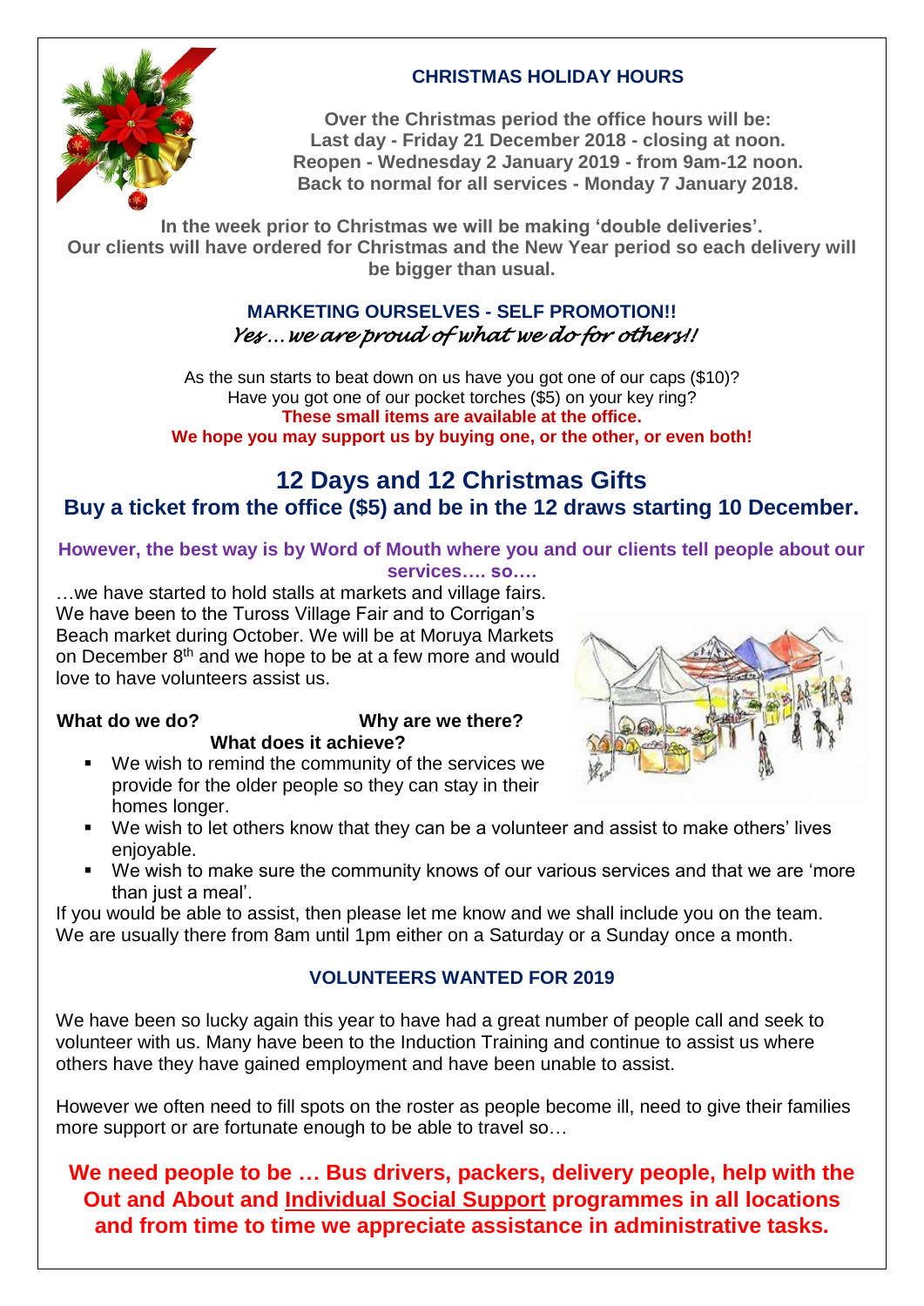## CHRISTMAS HOLIDAY HOURS

**Over the Christmas period the office hours will be:**
**Last day - Friday 21 December 2018 - closing at noon.**
**Reopen - Wednesday 2 January 2019 - from 9am-12 noon.**
**Back to normal for all services - Monday 7 January 2018.**

**In the week prior to Christmas we will be making 'double deliveries'. Our clients will have ordered for Christmas and the New Year period so each delivery will be bigger than usual.**

## MARKETING OURSELVES - SELF PROMOTION!!

*Yes…we are proud of what we do for others!!*

As the sun starts to beat down on us have you got one of our caps ($10)?
Have you got one of our pocket torches ($5) on your key ring?
**These small items are available at the office.**
**We hope you may support us by buying one, or the other, or even both!**

# 12 Days and 12 Christmas Gifts

## Buy a ticket from the office ($5) and be in the 12 draws starting 10 December.

**However, the best way is by Word of Mouth where you and our clients tell people about our services…. so….**

…we have started to hold stalls at markets and village fairs. We have been to the Tuross Village Fair and to Corrigan's Beach market during October. We will be at Moruya Markets on December 8th and we hope to be at a few more and would love to have volunteers assist us.

**What do we do? Why are we there? What does it achieve?**

- We wish to remind the community of the services we provide for the older people so they can stay in their homes longer.
- We wish to let others know that they can be a volunteer and assist to make others' lives enjoyable.
- We wish to make sure the community knows of our various services and that we are 'more than just a meal'.

If you would be able to assist, then please let me know and we shall include you on the team. We are usually there from 8am until 1pm either on a Saturday or a Sunday once a month.

## VOLUNTEERS WANTED FOR 2019

We have been so lucky again this year to have had a great number of people call and seek to volunteer with us. Many have been to the Induction Training and continue to assist us where others have they have gained employment and have been unable to assist.

However we often need to fill spots on the roster as people become ill, need to give their families more support or are fortunate enough to be able to travel so…

**We need people to be … Bus drivers, packers, delivery people, help with the Out and About and Individual Social Support programmes in all locations and from time to time we appreciate assistance in administrative tasks.**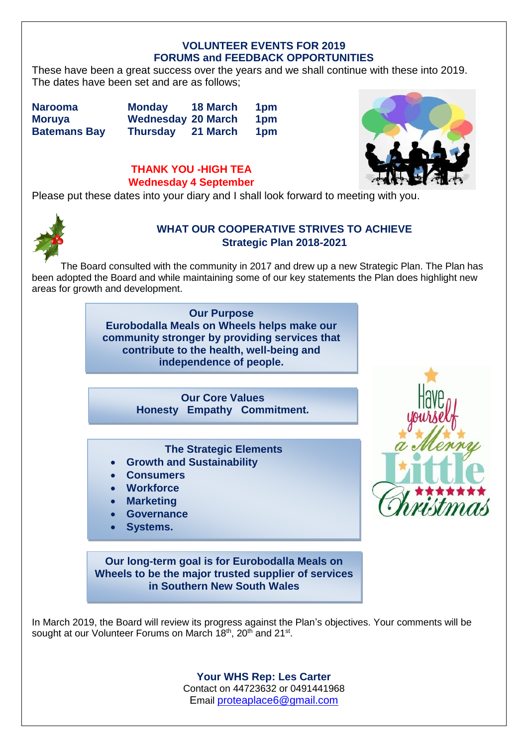## VOLUNTEER EVENTS FOR 2019
## FORUMS and FEEDBACK OPPORTUNITIES

These have been a great success over the years and we shall continue with these into 2019. The dates have been set and are as follows;

| | | | |
|---|---|---|---|
| **Narooma** | **Monday** | **18 March** | **1pm** |
| **Moruya** | **Wednesday** | **20 March** | **1pm** |
| **Batemans Bay** | **Thursday** | **21 March** | **1pm** |

**THANK YOU -HIGH TEA**
**Wednesday 4 September**

Please put these dates into your diary and I shall look forward to meeting with you.

## WHAT OUR COOPERATIVE STRIVES TO ACHIEVE
### Strategic Plan 2018-2021

The Board consulted with the community in 2017 and drew up a new Strategic Plan. The Plan has been adopted the Board and while maintaining some of our key statements the Plan does highlight new areas for growth and development.

**Our Purpose**
**Eurobodalla Meals on Wheels helps make our community stronger by providing services that contribute to the health, well-being and independence of people.**

**Our Core Values**
**Honesty Empathy Commitment.**

**The Strategic Elements**

- **Growth and Sustainability**
- **Consumers**
- **Workforce**
- **Marketing**
- **Governance**
- **Systems.**

**Our long-term goal is for Eurobodalla Meals on Wheels to be the major trusted supplier of services in Southern New South Wales**

In March 2019, the Board will review its progress against the Plan's objectives. Your comments will be sought at our Volunteer Forums on March 18th, 20th and 21st.

**Your WHS Rep: Les Carter**
Contact on 44723632 or 0491441968
Email proteaplace6@gmail.com